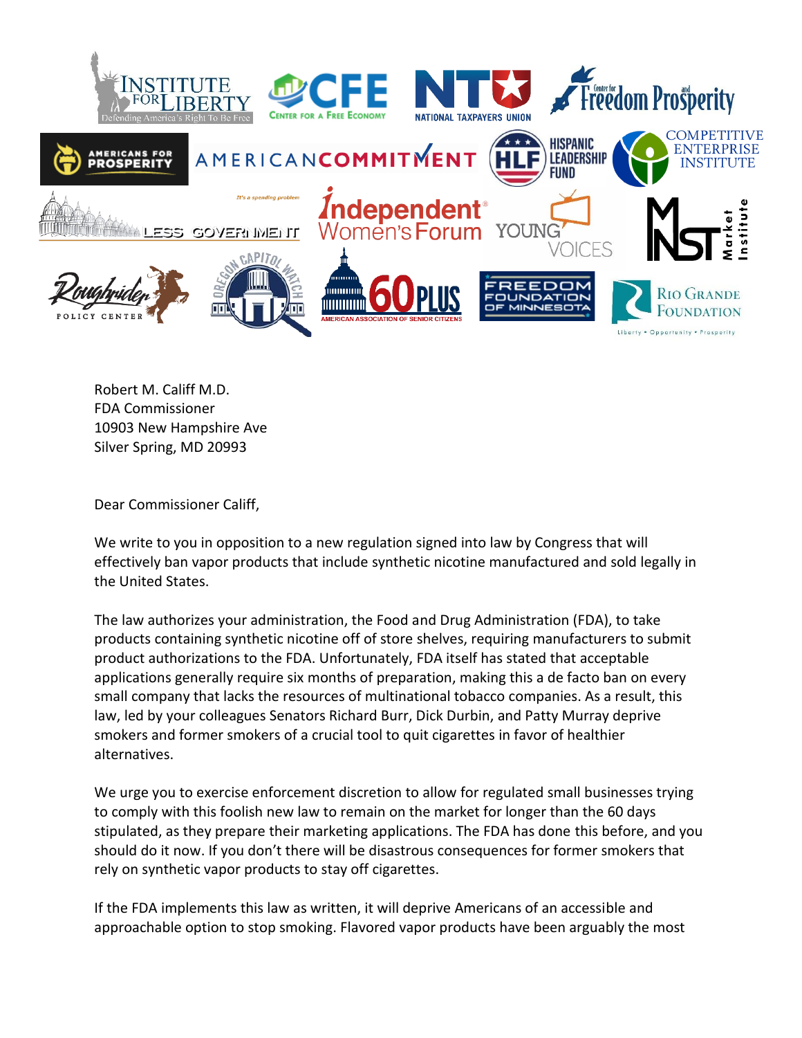Robert M. Califf M.D.
FDA Commissioner
10903 New Hampshire Ave
Silver Spring, MD 20993

Dear Commissioner Califf,

We write to you in opposition to a new regulation signed into law by Congress that will effectively ban vapor products that include synthetic nicotine manufactured and sold legally in the United States.

The law authorizes your administration, the Food and Drug Administration (FDA), to take products containing synthetic nicotine off of store shelves, requiring manufacturers to submit product authorizations to the FDA. Unfortunately, FDA itself has stated that acceptable applications generally require six months of preparation, making this a de facto ban on every small company that lacks the resources of multinational tobacco companies. As a result, this law, led by your colleagues Senators Richard Burr, Dick Durbin, and Patty Murray deprive smokers and former smokers of a crucial tool to quit cigarettes in favor of healthier alternatives.

We urge you to exercise enforcement discretion to allow for regulated small businesses trying to comply with this foolish new law to remain on the market for longer than the 60 days stipulated, as they prepare their marketing applications. The FDA has done this before, and you should do it now. If you don't there will be disastrous consequences for former smokers that rely on synthetic vapor products to stay off cigarettes.

If the FDA implements this law as written, it will deprive Americans of an accessible and approachable option to stop smoking. Flavored vapor products have been arguably the most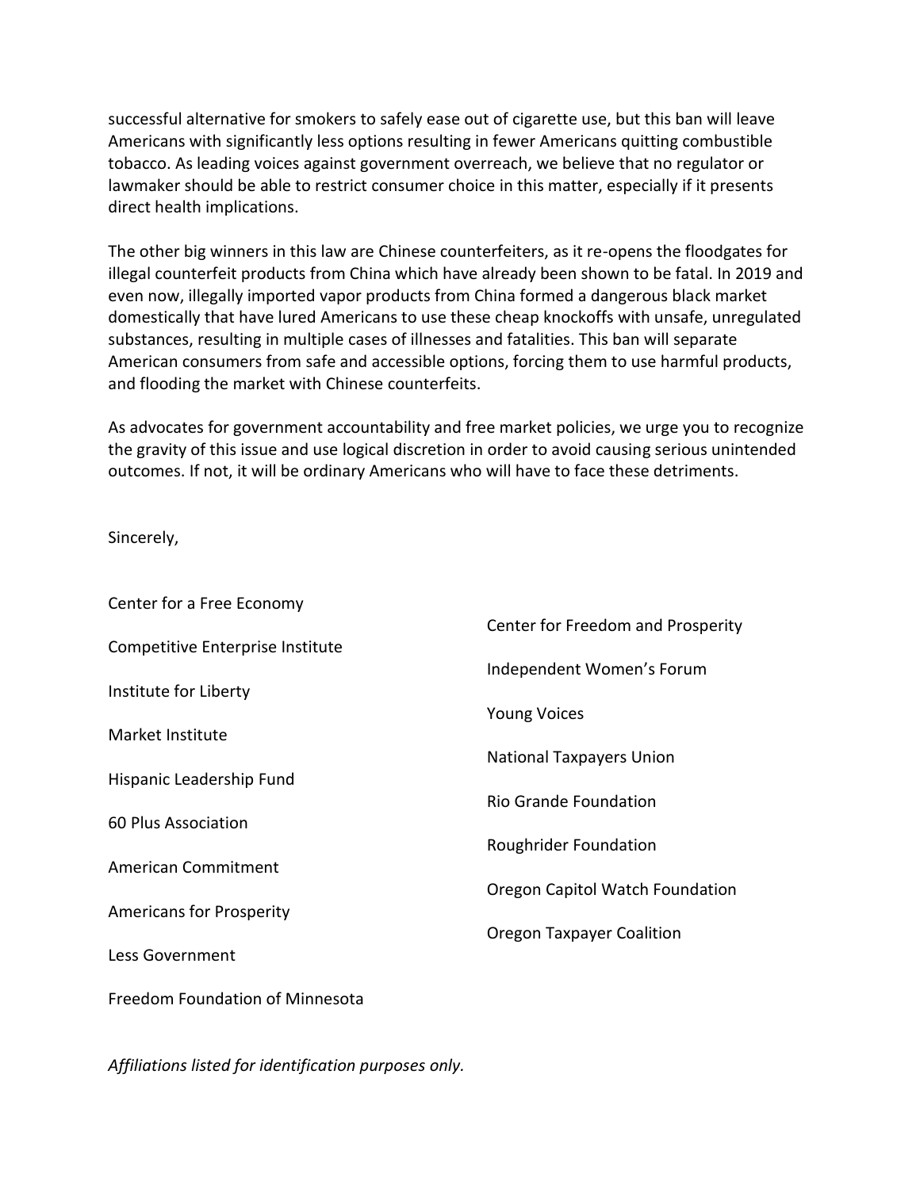successful alternative for smokers to safely ease out of cigarette use, but this ban will leave Americans with significantly less options resulting in fewer Americans quitting combustible tobacco. As leading voices against government overreach, we believe that no regulator or lawmaker should be able to restrict consumer choice in this matter, especially if it presents direct health implications.

The other big winners in this law are Chinese counterfeiters, as it re-opens the floodgates for illegal counterfeit products from China which have already been shown to be fatal. In 2019 and even now, illegally imported vapor products from China formed a dangerous black market domestically that have lured Americans to use these cheap knockoffs with unsafe, unregulated substances, resulting in multiple cases of illnesses and fatalities. This ban will separate American consumers from safe and accessible options, forcing them to use harmful products, and flooding the market with Chinese counterfeits.

As advocates for government accountability and free market policies, we urge you to recognize the gravity of this issue and use logical discretion in order to avoid causing serious unintended outcomes. If not, it will be ordinary Americans who will have to face these detriments.

Sincerely,

Center for a Free Economy

Competitive Enterprise Institute

Institute for Liberty

Market Institute

Hispanic Leadership Fund

60 Plus Association

American Commitment

Americans for Prosperity

Less Government

Freedom Foundation of Minnesota

Center for Freedom and Prosperity

Independent Women's Forum

Young Voices

National Taxpayers Union

Rio Grande Foundation

Roughrider Foundation

Oregon Capitol Watch Foundation

Oregon Taxpayer Coalition

*Affiliations listed for identification purposes only.*